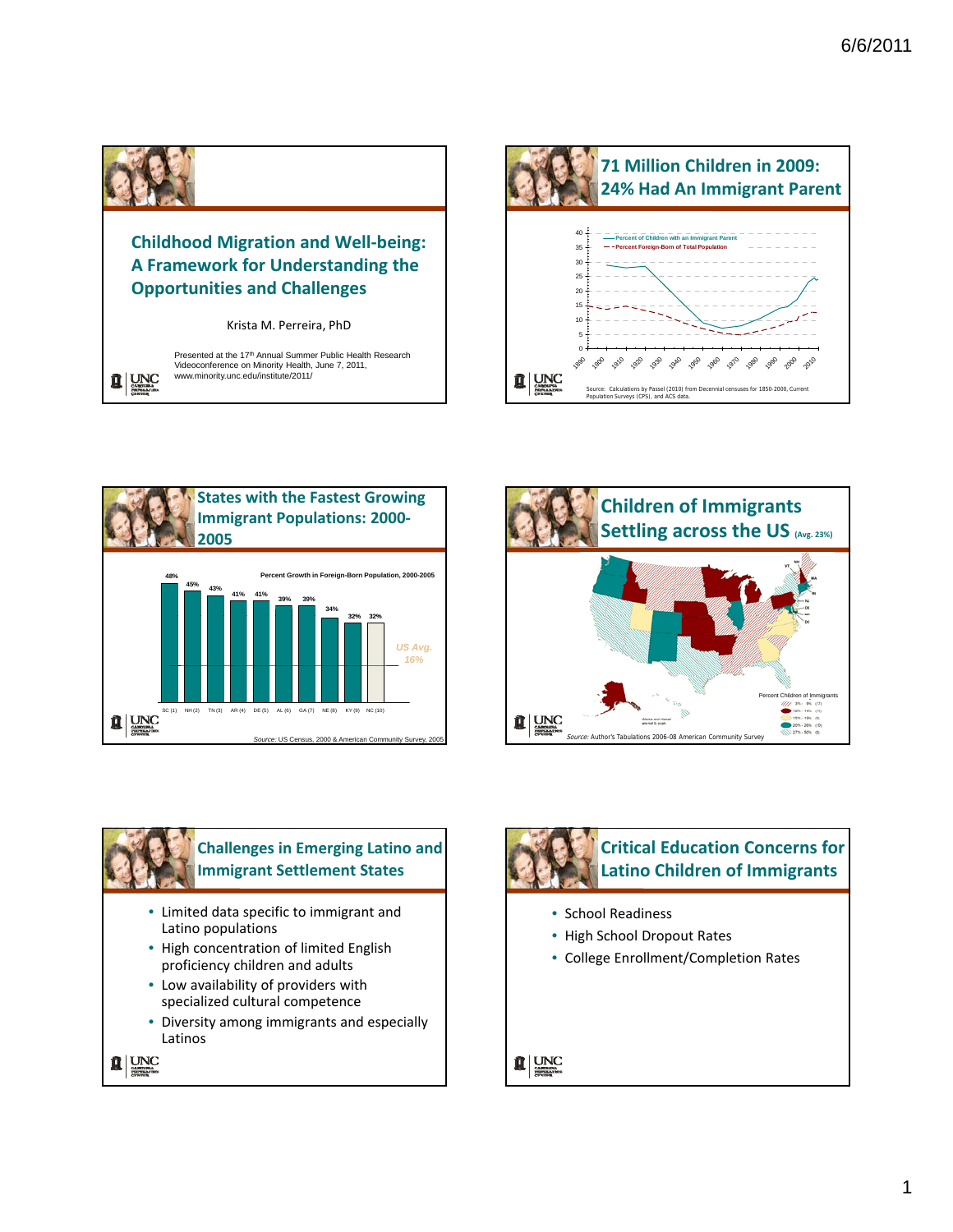## Childhood Migration and Well-being: A Framework for Understanding the Opportunities and Challenges

Krista M. Perreira, PhD

Presented at the 17th Annual Summer Public Health Research Videoconference on Minority Health, June 7, 2011, www.minority.unc.edu/institute/2011/

## 71 Million Children in 2009: 24% Had An Immigrant Parent

Percent of Children with an Immigrant Parent

Percent Foreign-Born of Total Population

Source: Calculations by Passel (2010) from Decennial censuses for 1850-2000, Current Population Surveys (CPS), and ACS data.

## States with the Fastest Growing Immigrant Populations: 2000-2005

Percent Growth in Foreign-Born Population, 2000-2005

| State | Growth |
|---|---|
| SC (1) | 48% |
| NH (2) | 45% |
| TN (3) | 43% |
| AR (4) | 41% |
| DE (5) | 41% |
| AL (6) | 39% |
| GA (7) | 39% |
| NE (8) | 34% |
| KY (9) | 32% |
| NC (10) | 32% |

US Avg. 16%

*Source:* US Census, 2000 & American Community Survey, 2005

## Children of Immigrants Settling across the US (Avg. 23%)

Percent Children of Immigrants

*Source:* Author's Tabulations 2006-08 American Community Survey

## Challenges in Emerging Latino and Immigrant Settlement States

- Limited data specific to immigrant and Latino populations
- High concentration of limited English proficiency children and adults
- Low availability of providers with specialized cultural competence
- Diversity among immigrants and especially Latinos

## Critical Education Concerns for Latino Children of Immigrants

- School Readiness
- High School Dropout Rates
- College Enrollment/Completion Rates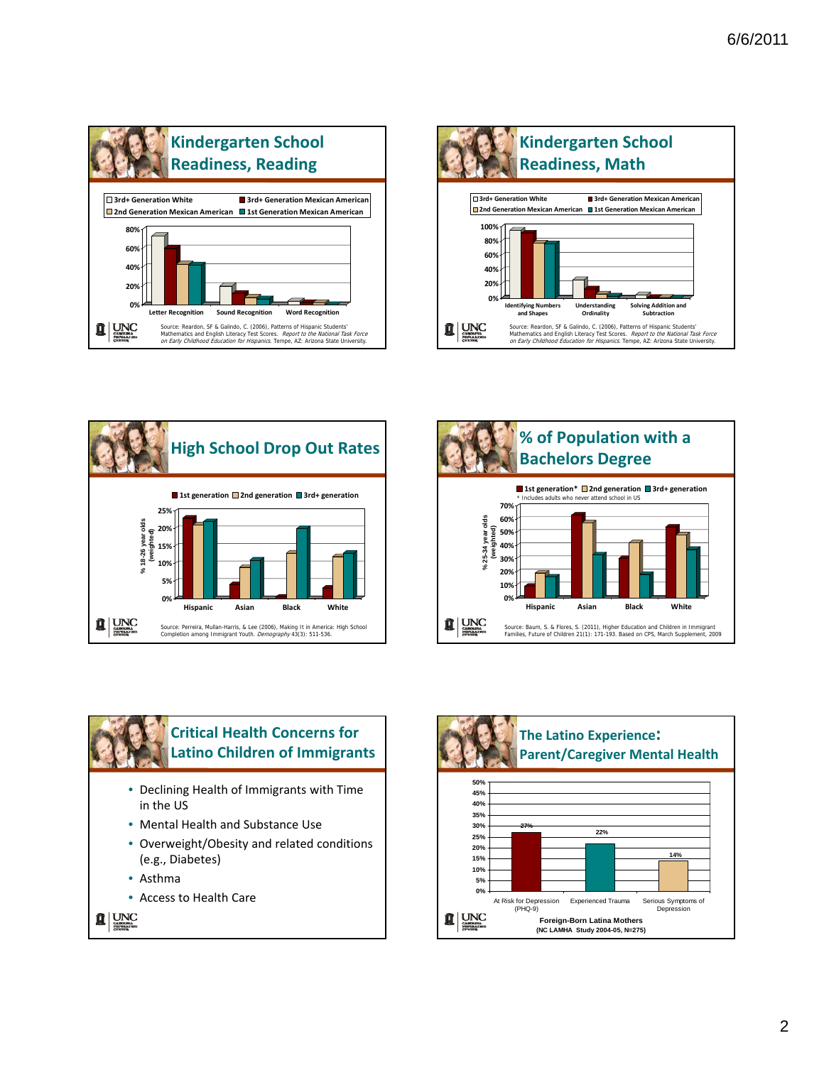## Kindergarten School Readiness, Reading

☐ 3rd+ Generation White ■ 3rd+ Generation Mexican American ☐ 2nd Generation Mexican American ■ 1st Generation Mexican American

80% 60% 40% 20% 0%

Letter Recognition | Sound Recognition | Word Recognition

UNC CAROLINA POPULATION CENTER

Source: Reardon, SF & Galindo, C. (2006), Patterns of Hispanic Students' Mathematics and English Literacy Test Scores. *Report to the National Task Force on Early Childhood Education for Hispanics.* Tempe, AZ: Arizona State University.

## Kindergarten School Readiness, Math

☐ 3rd+ Generation White ■ 3rd+ Generation Mexican American ☐ 2nd Generation Mexican American ■ 1st Generation Mexican American

100% 80% 60% 40% 20% 0%

Identifying Numbers and Shapes | Understanding Ordinality | Solving Addition and Subtraction

UNC CAROLINA POPULATION CENTER

Source: Reardon, SF & Galindo, C. (2006), Patterns of Hispanic Students' Mathematics and English Literacy Test Scores. *Report to the National Task Force on Early Childhood Education for Hispanics.* Tempe, AZ: Arizona State University.

## High School Drop Out Rates

■ 1st generation ☐ 2nd generation ■ 3rd+ generation

% 18-26 year olds (weighted)

25% 20% 15% 10% 5% 0%

Hispanic | Asian | Black | White

UNC CAROLINA POPULATION CENTER

Source: Perreira, Mullan-Harris, & Lee (2006), Making It in America: High School Completion among Immigrant Youth. *Demography* 43(3): 511-536.

## % of Population with a Bachelors Degree

■ 1st generation* ☐ 2nd generation ■ 3rd+ generation

* Includes adults who never attend school in US

% 25-34 year olds (weighted)

70% 60% 50% 40% 30% 20% 10% 0%

Hispanic | Asian | Black | White

UNC CAROLINA POPULATION CENTER

Source: Baum, S. & Flores, S. (2011), Higher Education and Children in Immigrant Families, Future of Children 21(1): 171-193. Based on CPS, March Supplement, 2009

## Critical Health Concerns for Latino Children of Immigrants

- Declining Health of Immigrants with Time in the US
- Mental Health and Substance Use
- Overweight/Obesity and related conditions (e.g., Diabetes)
- Asthma
- Access to Health Care

UNC CAROLINA POPULATION CENTER

## The Latino Experience: Parent/Caregiver Mental Health

50% 45% 40% 35% 30% 25% 20% 15% 10% 5% 0%

| At Risk for Depression (PHQ-9) | Experienced Trauma | Serious Symptoms of Depression |
|---|---|---|
| 27% | 22% | 14% |

**Foreign-Born Latina Mothers**
**(NC LAMHA Study 2004-05, N=275)**

UNC CAROLINA POPULATION CENTER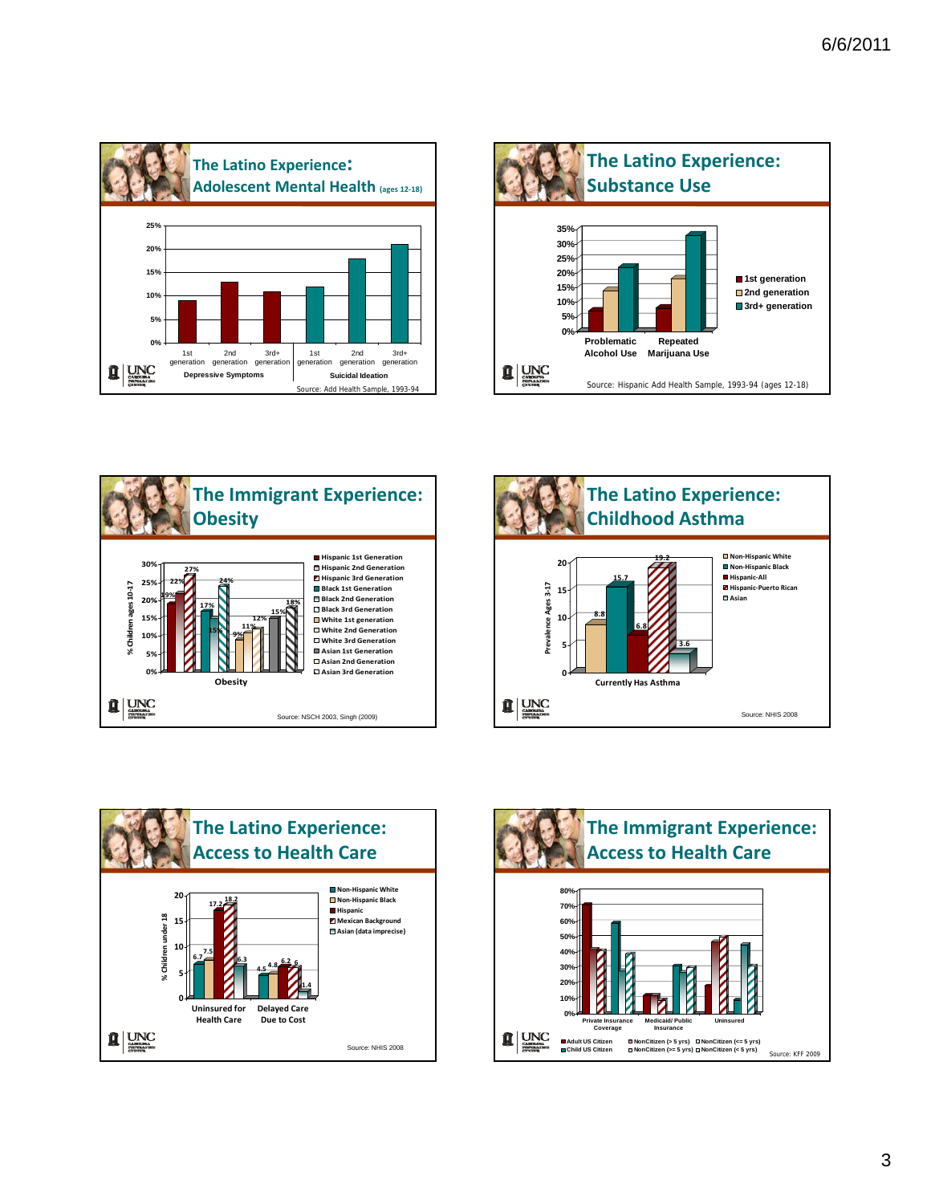## The Latino Experience: Adolescent Mental Health (ages 12-18)

| | 1st generation | 2nd generation | 3rd+ generation |
|---|---|---|---|
| Depressive Symptoms | | | |
| Suicidal Ideation | | | |

Source: Add Health Sample, 1993-94

## The Latino Experience: Substance Use

- 1st generation
- 2nd generation
- 3rd+ generation

Problematic Alcohol Use — Repeated Marijuana Use

Source: Hispanic Add Health Sample, 1993-94 (ages 12-18)

## The Immigrant Experience: Obesity

% Children ages 10-17

| Group | Obesity |
|---|---|
| Hispanic 1st Generation | 19% |
| Hispanic 2nd Generation | 22% |
| Hispanic 3rd Generation | 27% |
| Black 1st Generation | 17% |
| Black 2nd Generation | 15% |
| Black 3rd Generation | 24% |
| White 1st generation | 9% |
| White 2nd Generation | 11% |
| White 3rd Generation | 12% |
| Asian 1st Generation | 15% |
| Asian 2nd Generation | |
| Asian 3rd Generation | 18% |

Source: NSCH 2003, Singh (2009)

## The Latino Experience: Childhood Asthma

Prevalence Ages 3-17

| Group | Currently Has Asthma |
|---|---|
| Non-Hispanic White | 8.8 |
| Non-Hispanic Black | 15.7 |
| Hispanic-All | 6.8 |
| Hispanic-Puerto Rican | 19.2 |
| Asian | 3.6 |

Source: NHIS 2008

## The Latino Experience: Access to Health Care

% Children under 18

| Group | Uninsured for Health Care | Delayed Care Due to Cost |
|---|---|---|
| Non-Hispanic White | 6.7 | 4.5 |
| Non-Hispanic Black | 7.5 | 4.8 |
| Hispanic | 17.2 | 6.2 |
| Mexican Background | 18.2 | 6 |
| Asian (data imprecise) | 6.3 | 1.4 |

Source: NHIS 2008

## The Immigrant Experience: Access to Health Care

Private Insurance Coverage — Medicaid/ Public Insurance — Uninsured

- Adult US Citizen
- Child US Citizen
- NonCitizen (> 5 yrs)
- NonCitizen (>= 5 yrs)
- NonCitizen (<= 5 yrs)
- NonCitizen (< 5 yrs)

Source: KFF 2009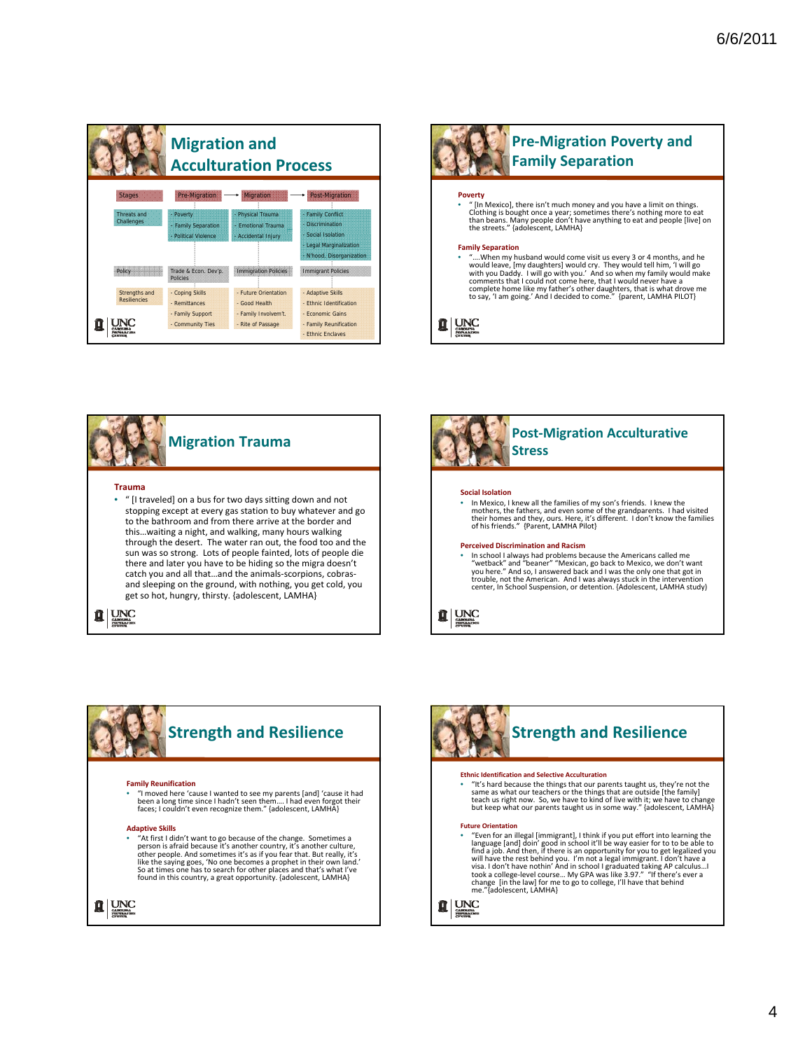## Migration and Acculturation Process

| Stages | Pre-Migration | Migration | Post-Migration |
|---|---|---|---|
| Threats and Challenges | - Poverty<br>- Family Separation<br>- Political Violence | - Physical Trauma<br>- Emotional Trauma<br>- Accidental Injury | - Family Conflict<br>- Discrimination<br>- Social Isolation<br>- Legal Marginalization<br>- N'hood. Disorganization |
| Policy | Trade & Econ. Dev'p. Policies | Immigration Policies | Immigrant Policies |
| Strengths and Resiliencies | - Coping Skills<br>- Remittances<br>- Family Support<br>- Community Ties | - Future Orientation<br>- Good Health<br>- Family Involvem't.<br>- Rite of Passage | - Adaptive Skills<br>- Ethnic Identification<br>- Economic Gains<br>- Family Reunification<br>- Ethnic Enclaves |

## Pre-Migration Poverty and Family Separation

**Poverty**

- " [In Mexico], there isn't much money and you have a limit on things. Clothing is bought once a year; sometimes there's nothing more to eat than beans. Many people don't have anything to eat and people [live] on the streets." {adolescent, LAMHA}

**Family Separation**

- "….When my husband would come visit us every 3 or 4 months, and he would leave, [my daughters] would cry. They would tell him, 'I will go with you Daddy. I will go with you.' And so when my family would make comments that I could not come here, that I would never have a complete home like my father's other daughters, that is what drove me to say, 'I am going.' And I decided to come." {parent, LAMHA PILOT}

## Migration Trauma

**Trauma**

- " [I traveled] on a bus for two days sitting down and not stopping except at every gas station to buy whatever and go to the bathroom and from there arrive at the border and this…waiting a night, and walking, many hours walking through the desert. The water ran out, the food too and the sun was so strong. Lots of people fainted, lots of people die there and later you have to be hiding so the migra doesn't catch you and all that…and the animals-scorpions, cobras- and sleeping on the ground, with nothing, you get cold, you get so hot, hungry, thirsty. {adolescent, LAMHA}

## Post-Migration Acculturative Stress

**Social Isolation**

- In Mexico, I knew all the families of my son's friends. I knew the mothers, the fathers, and even some of the grandparents. I had visited their homes and they, ours. Here, it's different. I don't know the families of his friends." {Parent, LAMHA Pilot}

**Perceived Discrimination and Racism**

- In school I always had problems because the Americans called me "wetback" and "beaner" "Mexican, go back to Mexico, we don't want you here." And so, I answered back and I was the only one that got in trouble, not the American. And I was always stuck in the intervention center, In School Suspension, or detention. {Adolescent, LAMHA study}

## Strength and Resilience

**Family Reunification**

- "I moved here 'cause I wanted to see my parents [and] 'cause it had been a long time since I hadn't seen them…. I had even forgot their faces; I couldn't even recognize them." {adolescent, LAMHA}

**Adaptive Skills**

- "At first I didn't want to go because of the change. Sometimes a person is afraid because it's another country, it's another culture, other people. And sometimes it's as if you fear that. But really, it's like the saying goes, 'No one becomes a prophet in their own land.' So at times one has to search for other places and that's what I've found in this country, a great opportunity. {adolescent, LAMHA}

## Strength and Resilience

**Ethnic Identification and Selective Acculturation**

- "It's hard because the things that our parents taught us, they're not the same as what our teachers or the things that are outside [the family] teach us right now. So, we have to kind of live with it; we have to change but keep what our parents taught us in some way." {adolescent, LAMHA}

**Future Orientation**

- "Even for an illegal [immigrant], I think if you put effort into learning the language [and] doin' good in school it'll be way easier for to to be able to find a job. And then, if there is an opportunity for you to get legalized you will have the rest behind you. I'm not a legal immigrant. I don't have a visa. I don't have nothin' And in school I graduated taking AP calculus…I took a college-level course… My GPA was like 3.97." "If there's ever a change [in the law] for me to go to college, I'll have that behind me."{adolescent, LAMHA}